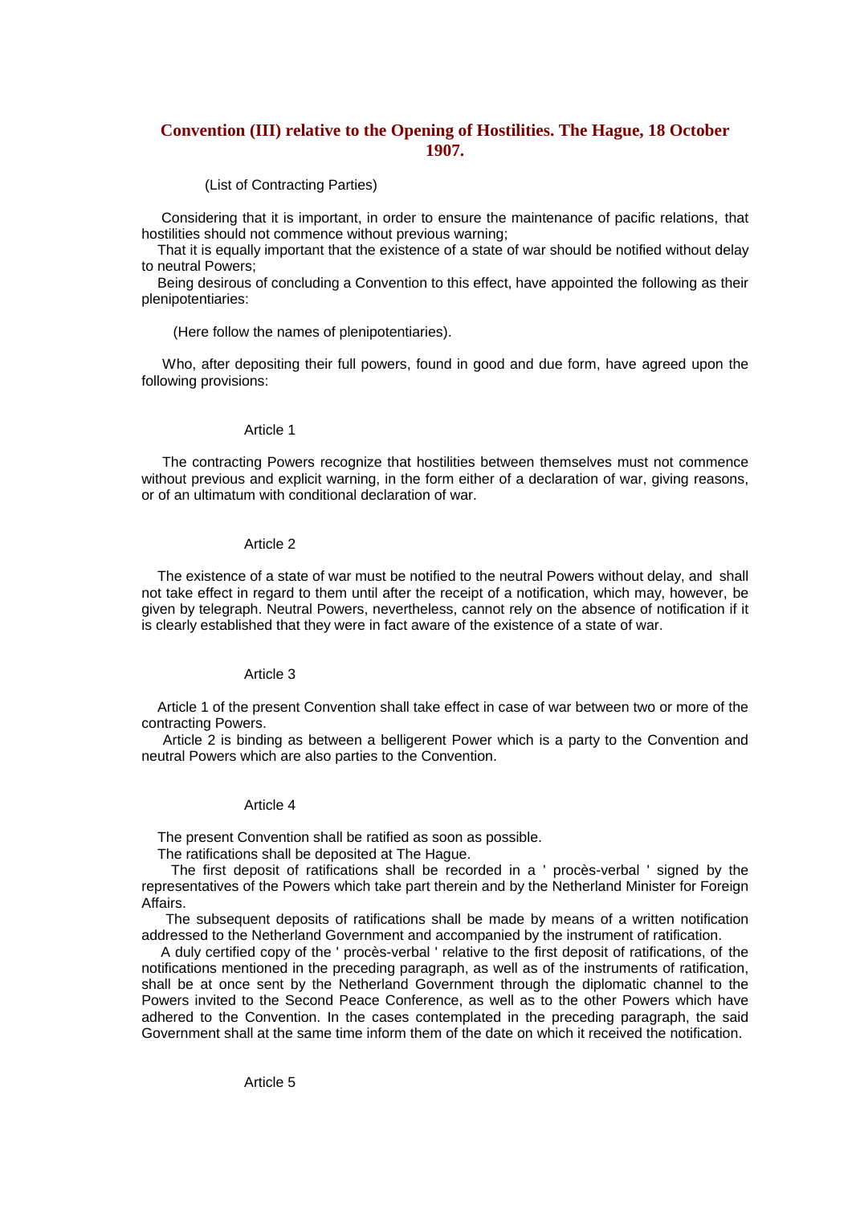# Convention (III) relative to the Opening of Hostilities. The Hague, 18 October 1907.

(List of Contracting Parties)

Considering that it is important, in order to ensure the maintenance of pacific relations, that hostilities should not commence without previous warning;

That it is equally important that the existence of a state of war should be notified without delay to neutral Powers;

Being desirous of concluding a Convention to this effect, have appointed the following as their plenipotentiaries:

(Here follow the names of plenipotentiaries).

Who, after depositing their full powers, found in good and due form, have agreed upon the following provisions:

### Article 1

The contracting Powers recognize that hostilities between themselves must not commence without previous and explicit warning, in the form either of a declaration of war, giving reasons, or of an ultimatum with conditional declaration of war.

### Article 2

The existence of a state of war must be notified to the neutral Powers without delay, and shall not take effect in regard to them until after the receipt of a notification, which may, however, be given by telegraph. Neutral Powers, nevertheless, cannot rely on the absence of notification if it is clearly established that they were in fact aware of the existence of a state of war.

### Article 3

Article 1 of the present Convention shall take effect in case of war between two or more of the contracting Powers.

Article 2 is binding as between a belligerent Power which is a party to the Convention and neutral Powers which are also parties to the Convention.

### Article 4

The present Convention shall be ratified as soon as possible.

The ratifications shall be deposited at The Hague.

The first deposit of ratifications shall be recorded in a ' procès-verbal ' signed by the representatives of the Powers which take part therein and by the Netherland Minister for Foreign Affairs.

The subsequent deposits of ratifications shall be made by means of a written notification addressed to the Netherland Government and accompanied by the instrument of ratification.

A duly certified copy of the ' procès-verbal ' relative to the first deposit of ratifications, of the notifications mentioned in the preceding paragraph, as well as of the instruments of ratification, shall be at once sent by the Netherland Government through the diplomatic channel to the Powers invited to the Second Peace Conference, as well as to the other Powers which have adhered to the Convention. In the cases contemplated in the preceding paragraph, the said Government shall at the same time inform them of the date on which it received the notification.

### Article 5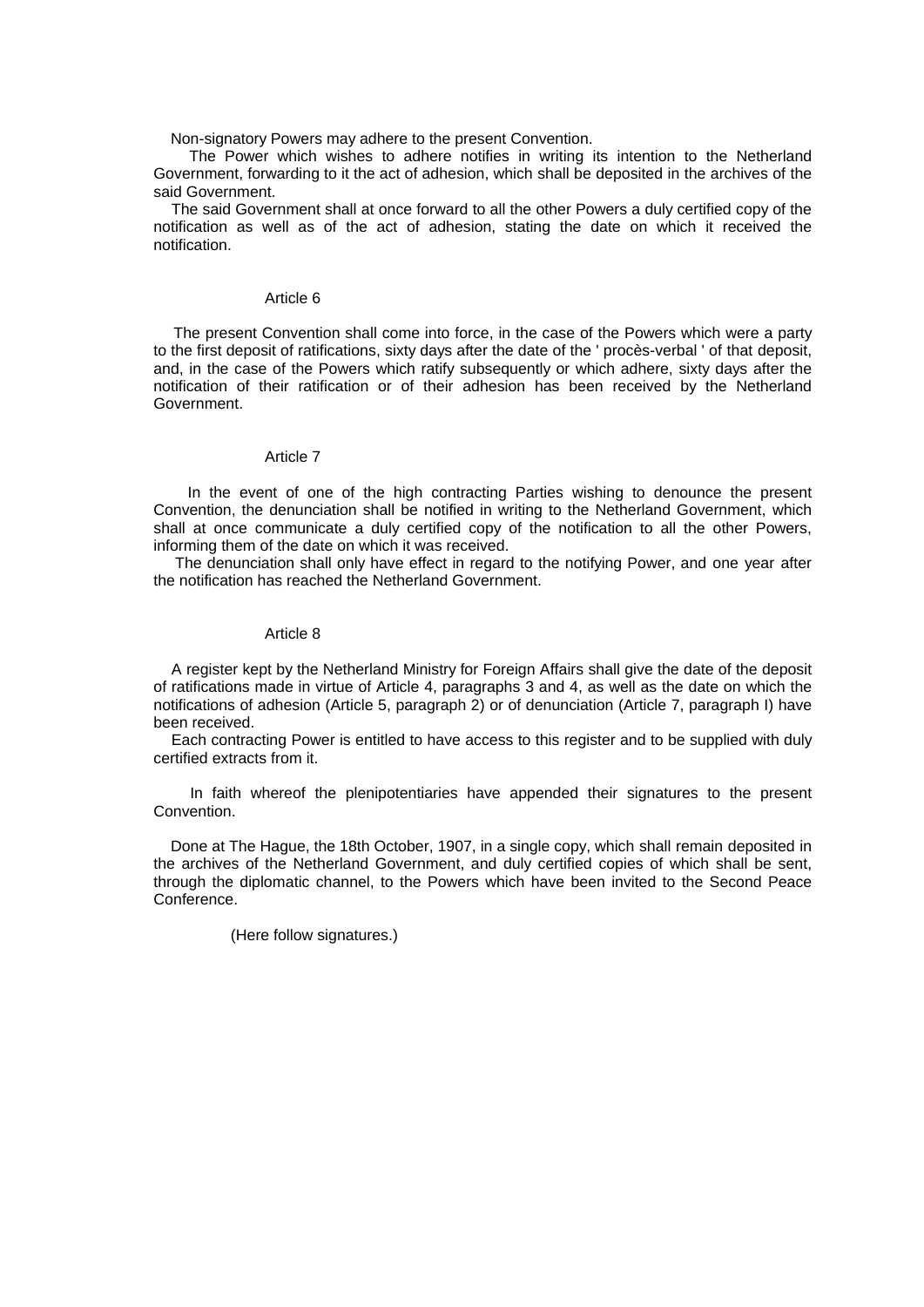Non-signatory Powers may adhere to the present Convention.

The Power which wishes to adhere notifies in writing its intention to the Netherland Government, forwarding to it the act of adhesion, which shall be deposited in the archives of the said Government.

The said Government shall at once forward to all the other Powers a duly certified copy of the notification as well as of the act of adhesion, stating the date on which it received the notification.

### Article 6

The present Convention shall come into force, in the case of the Powers which were a party to the first deposit of ratifications, sixty days after the date of the ' procès-verbal ' of that deposit, and, in the case of the Powers which ratify subsequently or which adhere, sixty days after the notification of their ratification or of their adhesion has been received by the Netherland Government.

### Article 7

In the event of one of the high contracting Parties wishing to denounce the present Convention, the denunciation shall be notified in writing to the Netherland Government, which shall at once communicate a duly certified copy of the notification to all the other Powers, informing them of the date on which it was received.

The denunciation shall only have effect in regard to the notifying Power, and one year after the notification has reached the Netherland Government.

### Article 8

A register kept by the Netherland Ministry for Foreign Affairs shall give the date of the deposit of ratifications made in virtue of Article 4, paragraphs 3 and 4, as well as the date on which the notifications of adhesion (Article 5, paragraph 2) or of denunciation (Article 7, paragraph I) have been received.

Each contracting Power is entitled to have access to this register and to be supplied with duly certified extracts from it.

In faith whereof the plenipotentiaries have appended their signatures to the present Convention.

Done at The Hague, the 18th October, 1907, in a single copy, which shall remain deposited in the archives of the Netherland Government, and duly certified copies of which shall be sent, through the diplomatic channel, to the Powers which have been invited to the Second Peace Conference.

(Here follow signatures.)